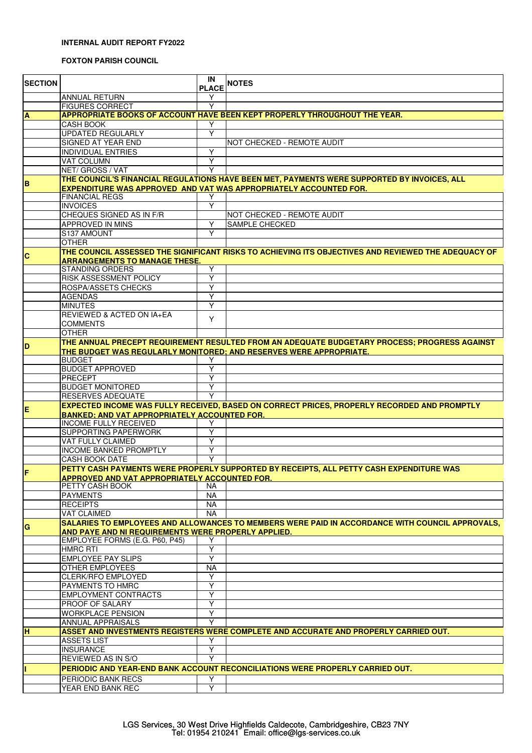**INTERNAL AUDIT REPORT FY2022**

**FOXTON PARISH COUNCIL**

| SECTION | | IN PLACE | NOTES |
|---|---|---|---|
| | ANNUAL RETURN | Y | |
| | FIGURES CORRECT | Y | |
| **A** | **APPROPRIATE BOOKS OF ACCOUNT HAVE BEEN KEPT PROPERLY THROUGHOUT THE YEAR.** | | |
| | CASH BOOK | Y | |
| | UPDATED REGULARLY | Y | |
| | SIGNED AT YEAR END | | NOT CHECKED - REMOTE AUDIT |
| | INDIVIDUAL ENTRIES | Y | |
| | VAT COLUMN | Y | |
| | NET/ GROSS / VAT | Y | |
| **B** | **THE COUNCIL'S FINANCIAL REGULATIONS HAVE BEEN MET, PAYMENTS WERE SUPPORTED BY INVOICES, ALL EXPENDITURE WAS APPROVED AND VAT WAS APPROPRIATELY ACCOUNTED FOR.** | | |
| | FINANCIAL REGS | Y | |
| | INVOICES | Y | |
| | CHEQUES SIGNED AS IN F/R | | NOT CHECKED - REMOTE AUDIT |
| | APPROVED IN MINS | Y | SAMPLE CHECKED |
| | S137 AMOUNT | Y | |
| | OTHER | | |
| **C** | **THE COUNCIL ASSESSED THE SIGNIFICANT RISKS TO ACHIEVING ITS OBJECTIVES AND REVIEWED THE ADEQUACY OF ARRANGEMENTS TO MANAGE THESE.** | | |
| | STANDING ORDERS | Y | |
| | RISK ASSESSMENT POLICY | Y | |
| | ROSPA/ASSETS CHECKS | Y | |
| | AGENDAS | Y | |
| | MINUTES | Y | |
| | REVIEWED & ACTED ON IA+EA COMMENTS | Y | |
| | OTHER | | |
| **D** | **THE ANNUAL PRECEPT REQUIREMENT RESULTED FROM AN ADEQUATE BUDGETARY PROCESS; PROGRESS AGAINST THE BUDGET WAS REGULARLY MONITORED; AND RESERVES WERE APPROPRIATE.** | | |
| | BUDGET | Y | |
| | BUDGET APPROVED | Y | |
| | PRECEPT | Y | |
| | BUDGET MONITORED | Y | |
| | RESERVES ADEQUATE | Y | |
| **E** | **EXPECTED INCOME WAS FULLY RECEIVED, BASED ON CORRECT PRICES, PROPERLY RECORDED AND PROMPTLY BANKED; AND VAT APPROPRIATELY ACCOUNTED FOR.** | | |
| | INCOME FULLY RECEIVED | Y | |
| | SUPPORTING PAPERWORK | Y | |
| | VAT FULLY CLAIMED | Y | |
| | INCOME BANKED PROMPTLY | Y | |
| | CASH BOOK DATE | Y | |
| **F** | **PETTY CASH PAYMENTS WERE PROPERLY SUPPORTED BY RECEIPTS, ALL PETTY CASH EXPENDITURE WAS APPROVED AND VAT APPROPRIATELY ACCOUNTED FOR.** | | |
| | PETTY CASH BOOK | NA | |
| | PAYMENTS | NA | |
| | RECEIPTS | NA | |
| | VAT CLAIMED | NA | |
| **G** | **SALARIES TO EMPLOYEES AND ALLOWANCES TO MEMBERS WERE PAID IN ACCORDANCE WITH COUNCIL APPROVALS, AND PAYE AND NI REQUIREMENTS WERE PROPERLY APPLIED.** | | |
| | EMPLOYEE FORMS (E.G. P60, P45) | Y | |
| | HMRC RTI | Y | |
| | EMPLOYEE PAY SLIPS | Y | |
| | OTHER EMPLOYEES | NA | |
| | CLERK/RFO EMPLOYED | Y | |
| | PAYMENTS TO HMRC | Y | |
| | EMPLOYMENT CONTRACTS | Y | |
| | PROOF OF SALARY | Y | |
| | WORKPLACE PENSION | Y | |
| | ANNUAL APPRAISALS | Y | |
| **H** | **ASSET AND INVESTMENTS REGISTERS WERE COMPLETE AND ACCURATE AND PROPERLY CARRIED OUT.** | | |
| | ASSETS LIST | Y | |
| | INSURANCE | Y | |
| | REVIEWED AS IN S/O | Y | |
| **I** | **PERIODIC AND YEAR-END BANK ACCOUNT RECONCILIATIONS WERE PROPERLY CARRIED OUT.** | | |
| | PERIODIC BANK RECS | Y | |
| | YEAR END BANK REC | Y | |

LGS Services, 30 West Drive Highfields Caldecote, Cambridgeshire, CB23 7NY
Tel: 01954 210241 Email: office@lgs-services.co.uk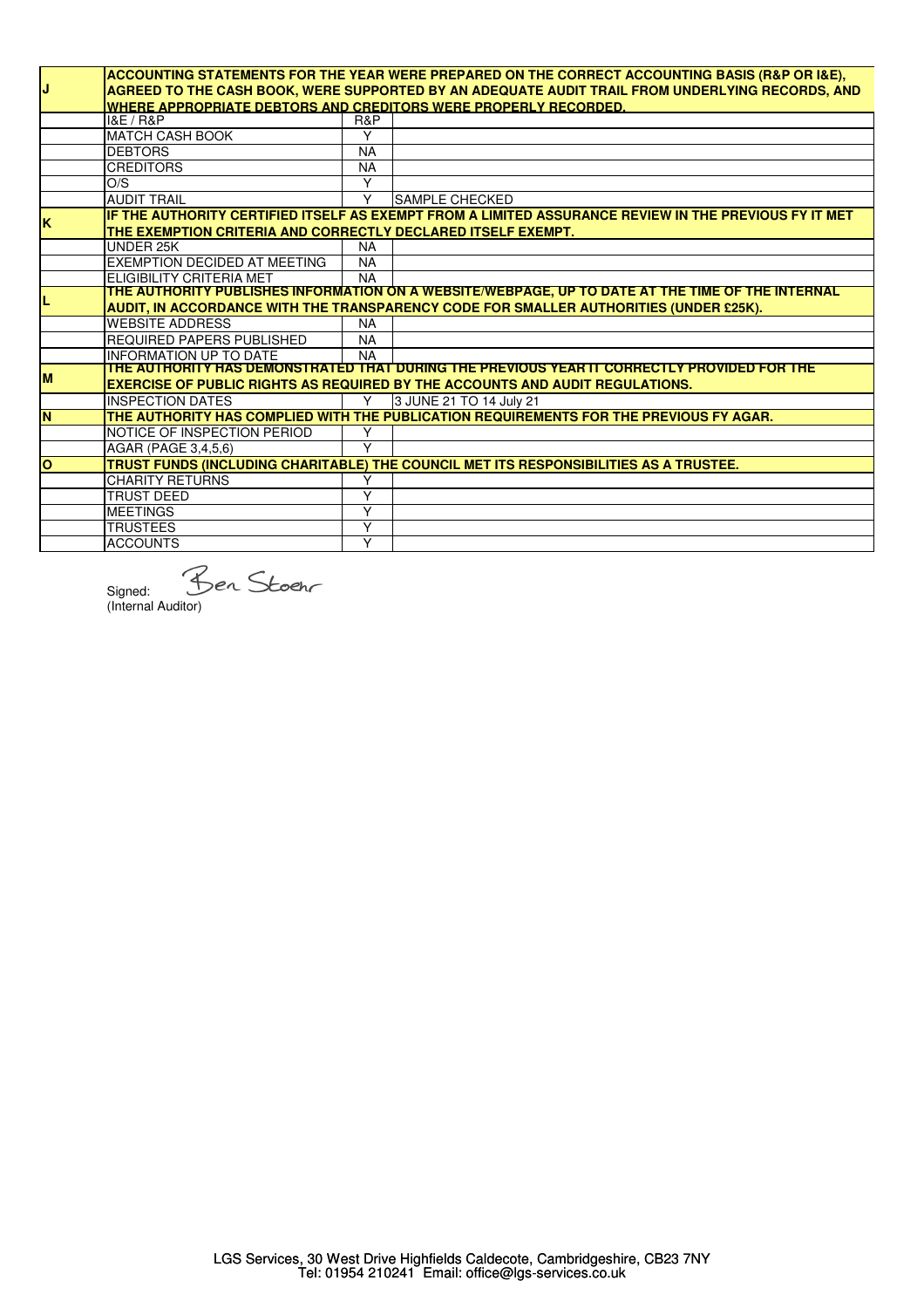| | | | |
|---|---|---|---|
| **J** | **ACCOUNTING STATEMENTS FOR THE YEAR WERE PREPARED ON THE CORRECT ACCOUNTING BASIS (R&P OR I&E), AGREED TO THE CASH BOOK, WERE SUPPORTED BY AN ADEQUATE AUDIT TRAIL FROM UNDERLYING RECORDS, AND WHERE APPROPRIATE DEBTORS AND CREDITORS WERE PROPERLY RECORDED.** | | |
| | I&E / R&P | R&P | |
| | MATCH CASH BOOK | Y | |
| | DEBTORS | NA | |
| | CREDITORS | NA | |
| | O/S | Y | |
| | AUDIT TRAIL | Y | SAMPLE CHECKED |
| **K** | **IF THE AUTHORITY CERTIFIED ITSELF AS EXEMPT FROM A LIMITED ASSURANCE REVIEW IN THE PREVIOUS FY IT MET THE EXEMPTION CRITERIA AND CORRECTLY DECLARED ITSELF EXEMPT.** | | |
| | UNDER 25K | NA | |
| | EXEMPTION DECIDED AT MEETING | NA | |
| | ELIGIBILITY CRITERIA MET | NA | |
| **L** | **THE AUTHORITY PUBLISHES INFORMATION ON A WEBSITE/WEBPAGE, UP TO DATE AT THE TIME OF THE INTERNAL AUDIT, IN ACCORDANCE WITH THE TRANSPARENCY CODE FOR SMALLER AUTHORITIES (UNDER £25K).** | | |
| | WEBSITE ADDRESS | NA | |
| | REQUIRED PAPERS PUBLISHED | NA | |
| | INFORMATION UP TO DATE | NA | |
| **M** | **THE AUTHORITY HAS DEMONSTRATED THAT DURING THE PREVIOUS YEAR IT CORRECTLY PROVIDED FOR THE EXERCISE OF PUBLIC RIGHTS AS REQUIRED BY THE ACCOUNTS AND AUDIT REGULATIONS.** | | |
| | INSPECTION DATES | Y | 3 JUNE 21 TO 14 July 21 |
| **N** | **THE AUTHORITY HAS COMPLIED WITH THE PUBLICATION REQUIREMENTS FOR THE PREVIOUS FY AGAR.** | | |
| | NOTICE OF INSPECTION PERIOD | Y | |
| | AGAR (PAGE 3,4,5,6) | Y | |
| **O** | **TRUST FUNDS (INCLUDING CHARITABLE) THE COUNCIL MET ITS RESPONSIBILITIES AS A TRUSTEE.** | | |
| | CHARITY RETURNS | Y | |
| | TRUST DEED | Y | |
| | MEETINGS | Y | |
| | TRUSTEES | Y | |
| | ACCOUNTS | Y | |

Signed: Ben Stoehr
(Internal Auditor)

LGS Services, 30 West Drive Highfields Caldecote, Cambridgeshire, CB23 7NY
Tel: 01954 210241 Email: office@lgs-services.co.uk